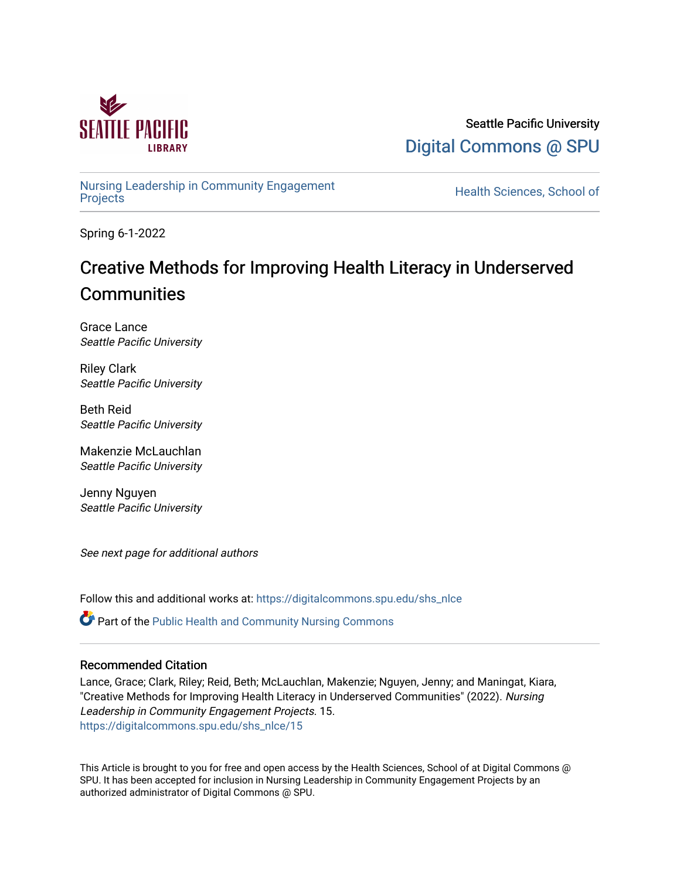Seattle Pacific University

Digital Commons @ SPU

Nursing Leadership in Community Engagement Projects

Health Sciences, School of

Spring 6-1-2022

# Creative Methods for Improving Health Literacy in Underserved Communities

Grace Lance
*Seattle Pacific University*

Riley Clark
*Seattle Pacific University*

Beth Reid
*Seattle Pacific University*

Makenzie McLauchlan
*Seattle Pacific University*

Jenny Nguyen
*Seattle Pacific University*

*See next page for additional authors*

Follow this and additional works at: https://digitalcommons.spu.edu/shs_nlce

Part of the Public Health and Community Nursing Commons

## Recommended Citation

Lance, Grace; Clark, Riley; Reid, Beth; McLauchlan, Makenzie; Nguyen, Jenny; and Maningat, Kiara, "Creative Methods for Improving Health Literacy in Underserved Communities" (2022). *Nursing Leadership in Community Engagement Projects*. 15.
https://digitalcommons.spu.edu/shs_nlce/15

This Article is brought to you for free and open access by the Health Sciences, School of at Digital Commons @ SPU. It has been accepted for inclusion in Nursing Leadership in Community Engagement Projects by an authorized administrator of Digital Commons @ SPU.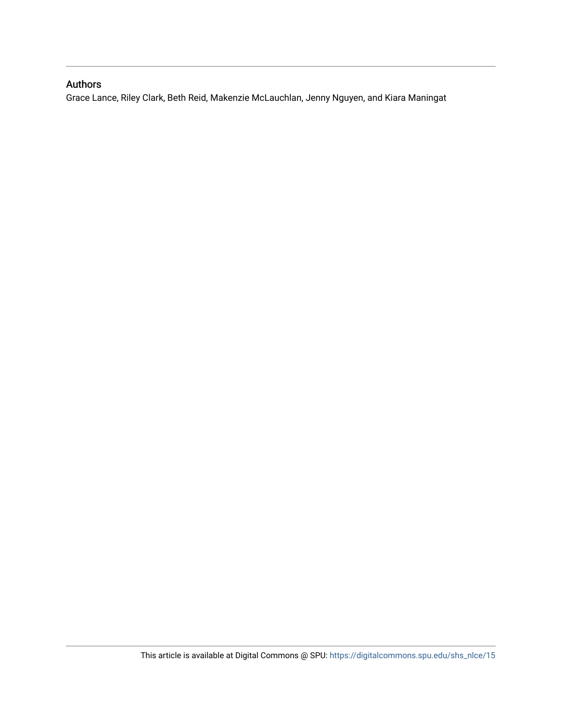## Authors

Grace Lance, Riley Clark, Beth Reid, Makenzie McLauchlan, Jenny Nguyen, and Kiara Maningat

This article is available at Digital Commons @ SPU: https://digitalcommons.spu.edu/shs_nlce/15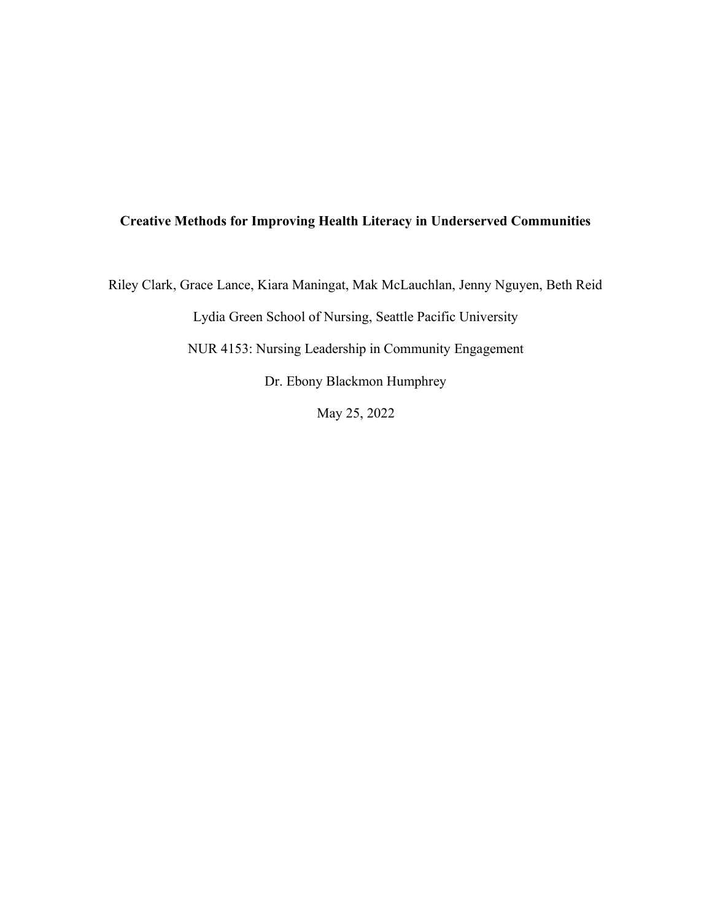**Creative Methods for Improving Health Literacy in Underserved Communities**

Riley Clark, Grace Lance, Kiara Maningat, Mak McLauchlan, Jenny Nguyen, Beth Reid

Lydia Green School of Nursing, Seattle Pacific University

NUR 4153: Nursing Leadership in Community Engagement

Dr. Ebony Blackmon Humphrey

May 25, 2022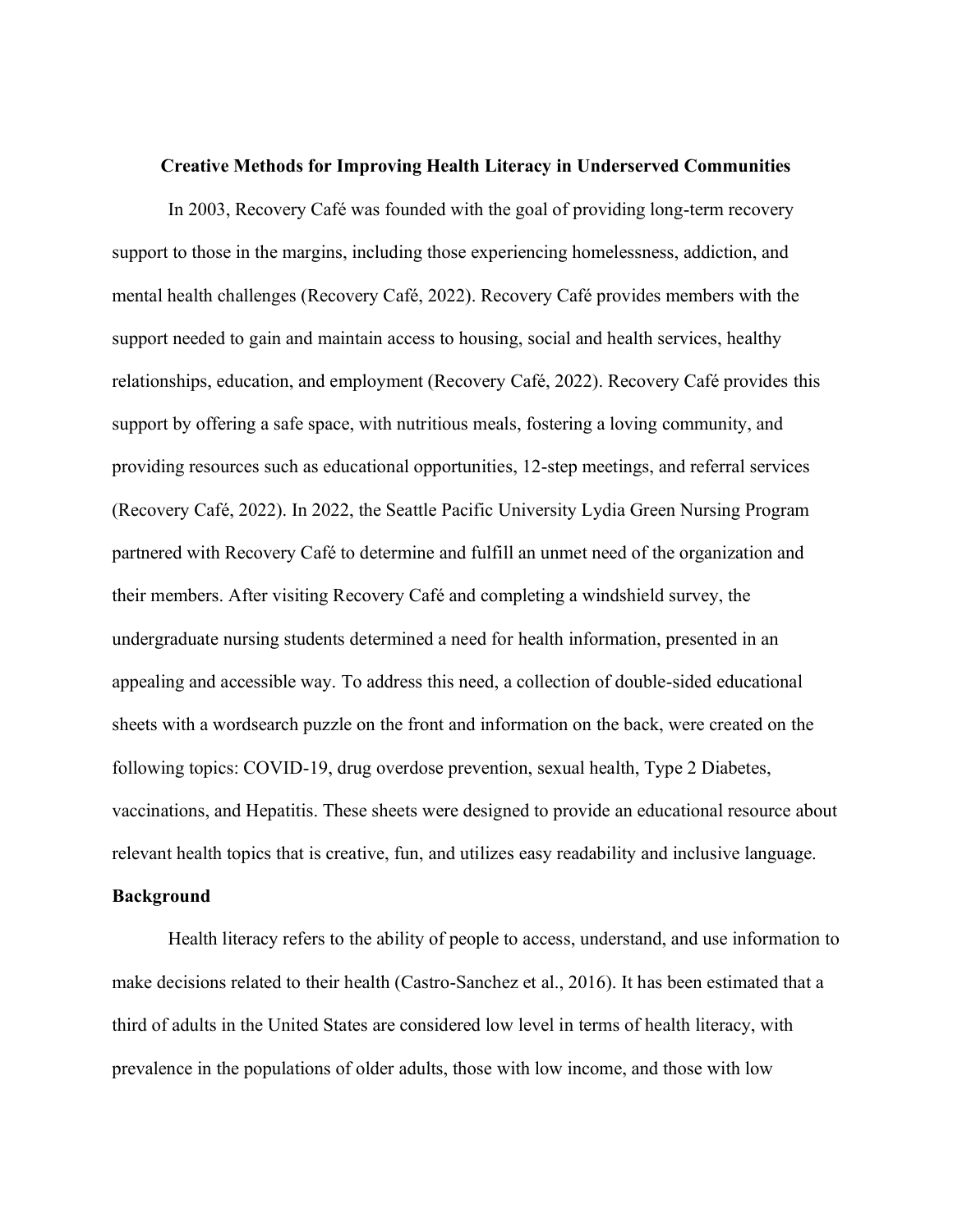**Creative Methods for Improving Health Literacy in Underserved Communities**

In 2003, Recovery Café was founded with the goal of providing long-term recovery support to those in the margins, including those experiencing homelessness, addiction, and mental health challenges (Recovery Café, 2022). Recovery Café provides members with the support needed to gain and maintain access to housing, social and health services, healthy relationships, education, and employment (Recovery Café, 2022). Recovery Café provides this support by offering a safe space, with nutritious meals, fostering a loving community, and providing resources such as educational opportunities, 12-step meetings, and referral services (Recovery Café, 2022). In 2022, the Seattle Pacific University Lydia Green Nursing Program partnered with Recovery Café to determine and fulfill an unmet need of the organization and their members. After visiting Recovery Café and completing a windshield survey, the undergraduate nursing students determined a need for health information, presented in an appealing and accessible way. To address this need, a collection of double-sided educational sheets with a wordsearch puzzle on the front and information on the back, were created on the following topics: COVID-19, drug overdose prevention, sexual health, Type 2 Diabetes, vaccinations, and Hepatitis. These sheets were designed to provide an educational resource about relevant health topics that is creative, fun, and utilizes easy readability and inclusive language.

## Background

Health literacy refers to the ability of people to access, understand, and use information to make decisions related to their health (Castro-Sanchez et al., 2016). It has been estimated that a third of adults in the United States are considered low level in terms of health literacy, with prevalence in the populations of older adults, those with low income, and those with low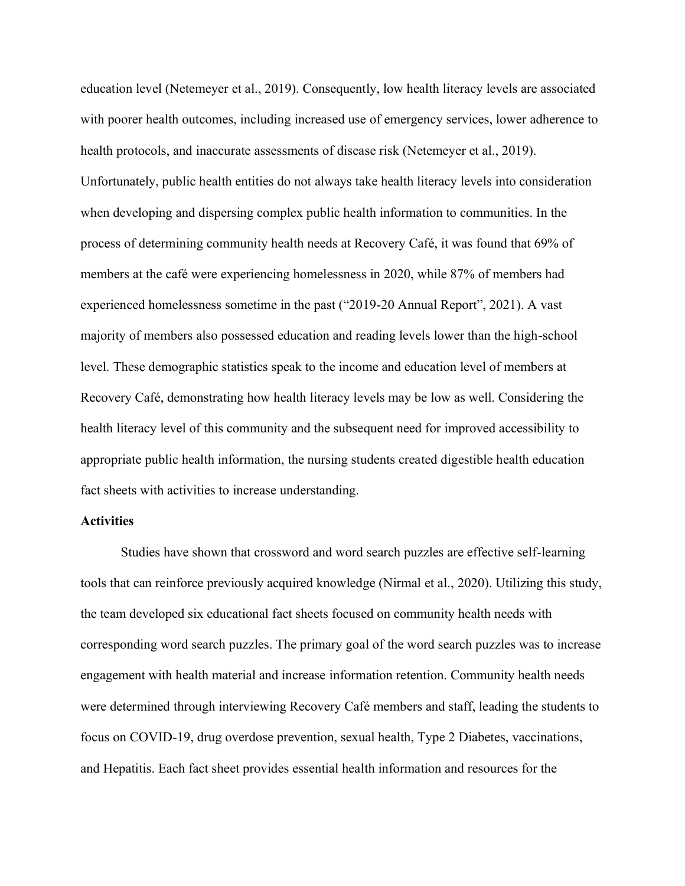education level (Netemeyer et al., 2019). Consequently, low health literacy levels are associated with poorer health outcomes, including increased use of emergency services, lower adherence to health protocols, and inaccurate assessments of disease risk (Netemeyer et al., 2019). Unfortunately, public health entities do not always take health literacy levels into consideration when developing and dispersing complex public health information to communities. In the process of determining community health needs at Recovery Café, it was found that 69% of members at the café were experiencing homelessness in 2020, while 87% of members had experienced homelessness sometime in the past ("2019-20 Annual Report", 2021). A vast majority of members also possessed education and reading levels lower than the high-school level. These demographic statistics speak to the income and education level of members at Recovery Café, demonstrating how health literacy levels may be low as well. Considering the health literacy level of this community and the subsequent need for improved accessibility to appropriate public health information, the nursing students created digestible health education fact sheets with activities to increase understanding.

**Activities**

Studies have shown that crossword and word search puzzles are effective self-learning tools that can reinforce previously acquired knowledge (Nirmal et al., 2020). Utilizing this study, the team developed six educational fact sheets focused on community health needs with corresponding word search puzzles. The primary goal of the word search puzzles was to increase engagement with health material and increase information retention. Community health needs were determined through interviewing Recovery Café members and staff, leading the students to focus on COVID-19, drug overdose prevention, sexual health, Type 2 Diabetes, vaccinations, and Hepatitis. Each fact sheet provides essential health information and resources for the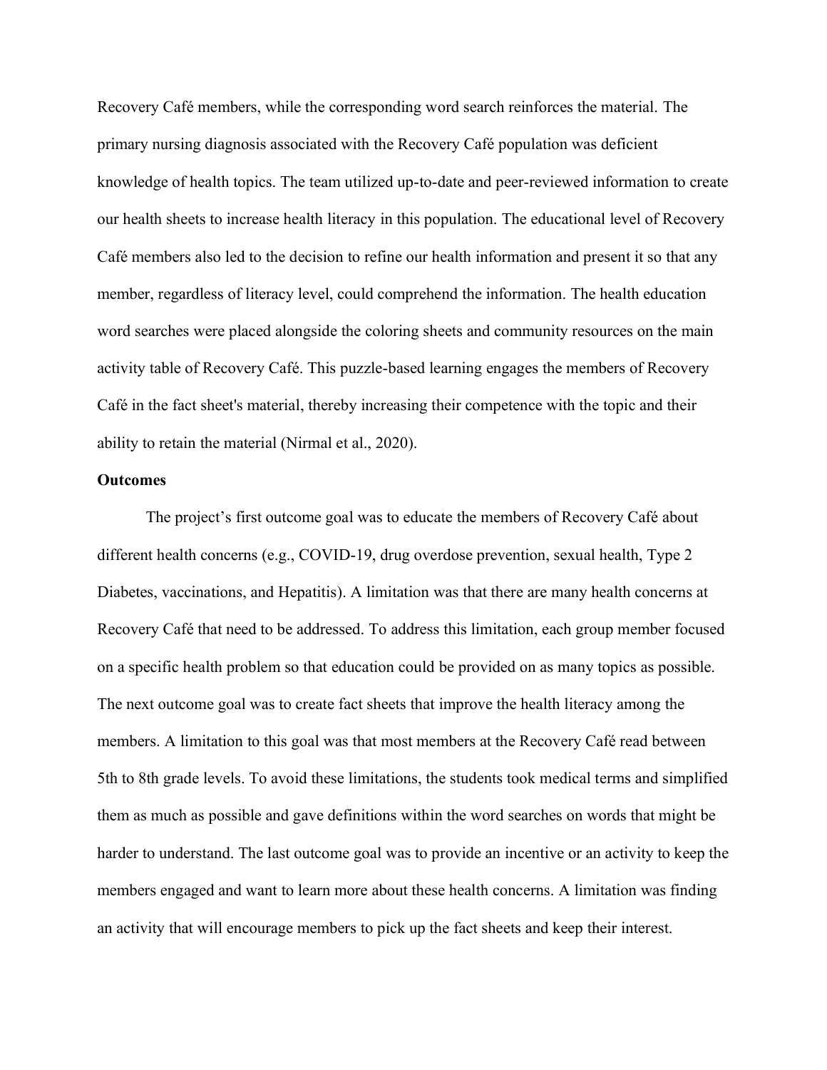Recovery Café members, while the corresponding word search reinforces the material. The primary nursing diagnosis associated with the Recovery Café population was deficient knowledge of health topics. The team utilized up-to-date and peer-reviewed information to create our health sheets to increase health literacy in this population. The educational level of Recovery Café members also led to the decision to refine our health information and present it so that any member, regardless of literacy level, could comprehend the information. The health education word searches were placed alongside the coloring sheets and community resources on the main activity table of Recovery Café. This puzzle-based learning engages the members of Recovery Café in the fact sheet's material, thereby increasing their competence with the topic and their ability to retain the material (Nirmal et al., 2020).

**Outcomes**

The project's first outcome goal was to educate the members of Recovery Café about different health concerns (e.g., COVID-19, drug overdose prevention, sexual health, Type 2 Diabetes, vaccinations, and Hepatitis). A limitation was that there are many health concerns at Recovery Café that need to be addressed. To address this limitation, each group member focused on a specific health problem so that education could be provided on as many topics as possible. The next outcome goal was to create fact sheets that improve the health literacy among the members. A limitation to this goal was that most members at the Recovery Café read between 5th to 8th grade levels. To avoid these limitations, the students took medical terms and simplified them as much as possible and gave definitions within the word searches on words that might be harder to understand. The last outcome goal was to provide an incentive or an activity to keep the members engaged and want to learn more about these health concerns. A limitation was finding an activity that will encourage members to pick up the fact sheets and keep their interest.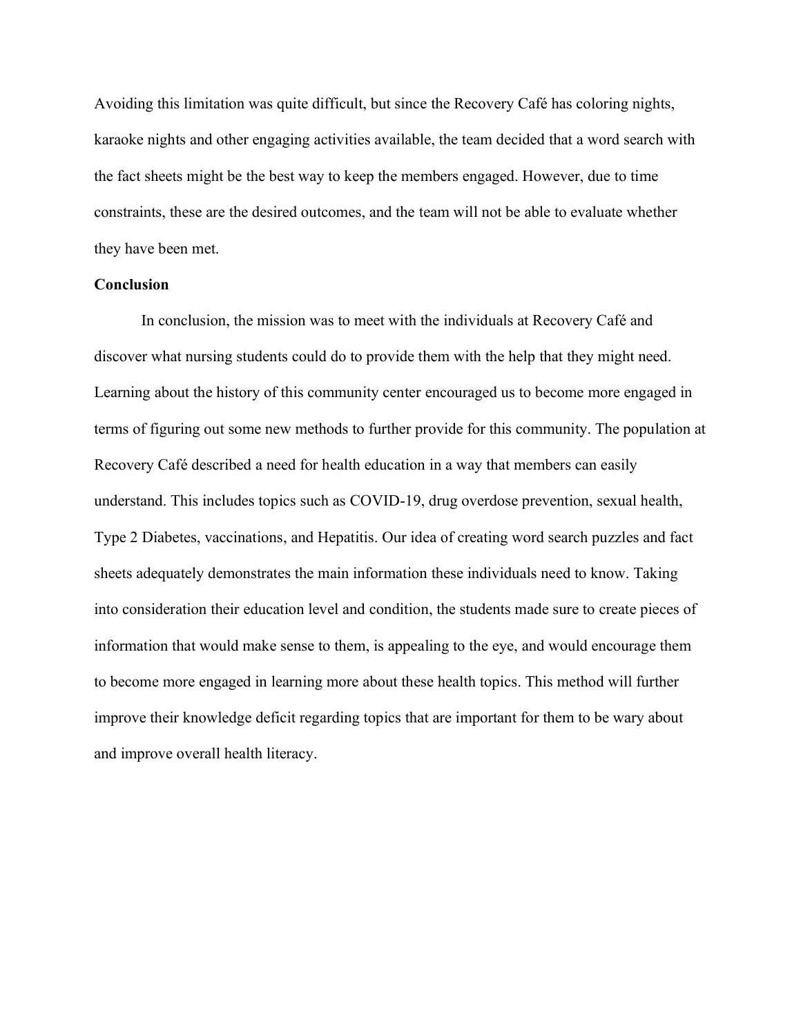Avoiding this limitation was quite difficult, but since the Recovery Café has coloring nights, karaoke nights and other engaging activities available, the team decided that a word search with the fact sheets might be the best way to keep the members engaged. However, due to time constraints, these are the desired outcomes, and the team will not be able to evaluate whether they have been met.

**Conclusion**

In conclusion, the mission was to meet with the individuals at Recovery Café and discover what nursing students could do to provide them with the help that they might need. Learning about the history of this community center encouraged us to become more engaged in terms of figuring out some new methods to further provide for this community. The population at Recovery Café described a need for health education in a way that members can easily understand. This includes topics such as COVID-19, drug overdose prevention, sexual health, Type 2 Diabetes, vaccinations, and Hepatitis. Our idea of creating word search puzzles and fact sheets adequately demonstrates the main information these individuals need to know. Taking into consideration their education level and condition, the students made sure to create pieces of information that would make sense to them, is appealing to the eye, and would encourage them to become more engaged in learning more about these health topics. This method will further improve their knowledge deficit regarding topics that are important for them to be wary about and improve overall health literacy.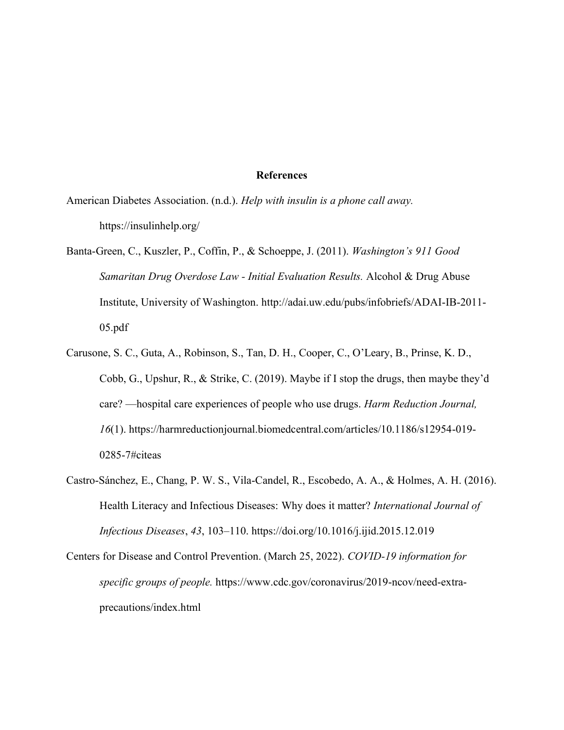**References**

American Diabetes Association. (n.d.). *Help with insulin is a phone call away.* https://insulinhelp.org/

Banta-Green, C., Kuszler, P., Coffin, P., & Schoeppe, J. (2011). *Washington's 911 Good Samaritan Drug Overdose Law - Initial Evaluation Results.* Alcohol & Drug Abuse Institute, University of Washington. http://adai.uw.edu/pubs/infobriefs/ADAI-IB-2011-05.pdf

Carusone, S. C., Guta, A., Robinson, S., Tan, D. H., Cooper, C., O'Leary, B., Prinse, K. D., Cobb, G., Upshur, R., & Strike, C. (2019). Maybe if I stop the drugs, then maybe they'd care? —hospital care experiences of people who use drugs. *Harm Reduction Journal, 16*(1). https://harmreductionjournal.biomedcentral.com/articles/10.1186/s12954-019-0285-7#citeas

Castro-Sánchez, E., Chang, P. W. S., Vila-Candel, R., Escobedo, A. A., & Holmes, A. H. (2016). Health Literacy and Infectious Diseases: Why does it matter? *International Journal of Infectious Diseases*, *43*, 103–110. https://doi.org/10.1016/j.ijid.2015.12.019

Centers for Disease and Control Prevention. (March 25, 2022). *COVID-19 information for specific groups of people.* https://www.cdc.gov/coronavirus/2019-ncov/need-extra-precautions/index.html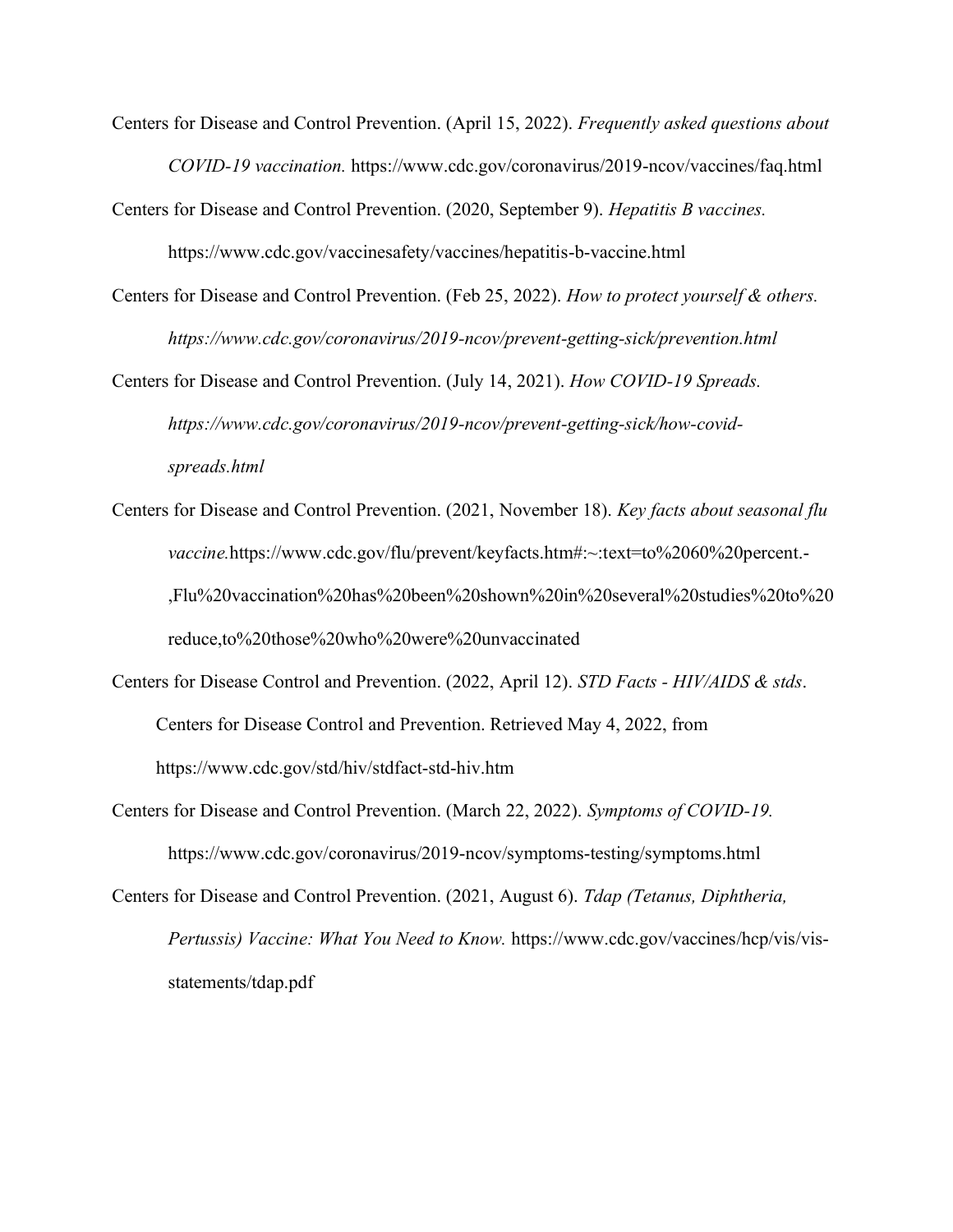Centers for Disease and Control Prevention. (April 15, 2022). *Frequently asked questions about COVID-19 vaccination.* https://www.cdc.gov/coronavirus/2019-ncov/vaccines/faq.html

Centers for Disease and Control Prevention. (2020, September 9). *Hepatitis B vaccines.* https://www.cdc.gov/vaccinesafety/vaccines/hepatitis-b-vaccine.html

Centers for Disease and Control Prevention. (Feb 25, 2022). *How to protect yourself & others. https://www.cdc.gov/coronavirus/2019-ncov/prevent-getting-sick/prevention.html*

Centers for Disease and Control Prevention. (July 14, 2021). *How COVID-19 Spreads. https://www.cdc.gov/coronavirus/2019-ncov/prevent-getting-sick/how-covid-spreads.html*

Centers for Disease and Control Prevention. (2021, November 18). *Key facts about seasonal flu vaccine.*https://www.cdc.gov/flu/prevent/keyfacts.htm#:~:text=to%2060%20percent.-,Flu%20vaccination%20has%20been%20shown%20in%20several%20studies%20to%20reduce,to%20those%20who%20were%20unvaccinated

Centers for Disease Control and Prevention. (2022, April 12). *STD Facts - HIV/AIDS & stds*. Centers for Disease Control and Prevention. Retrieved May 4, 2022, from https://www.cdc.gov/std/hiv/stdfact-std-hiv.htm

Centers for Disease and Control Prevention. (March 22, 2022). *Symptoms of COVID-19.* https://www.cdc.gov/coronavirus/2019-ncov/symptoms-testing/symptoms.html

Centers for Disease and Control Prevention. (2021, August 6). *Tdap (Tetanus, Diphtheria, Pertussis) Vaccine: What You Need to Know.* https://www.cdc.gov/vaccines/hcp/vis/vis-statements/tdap.pdf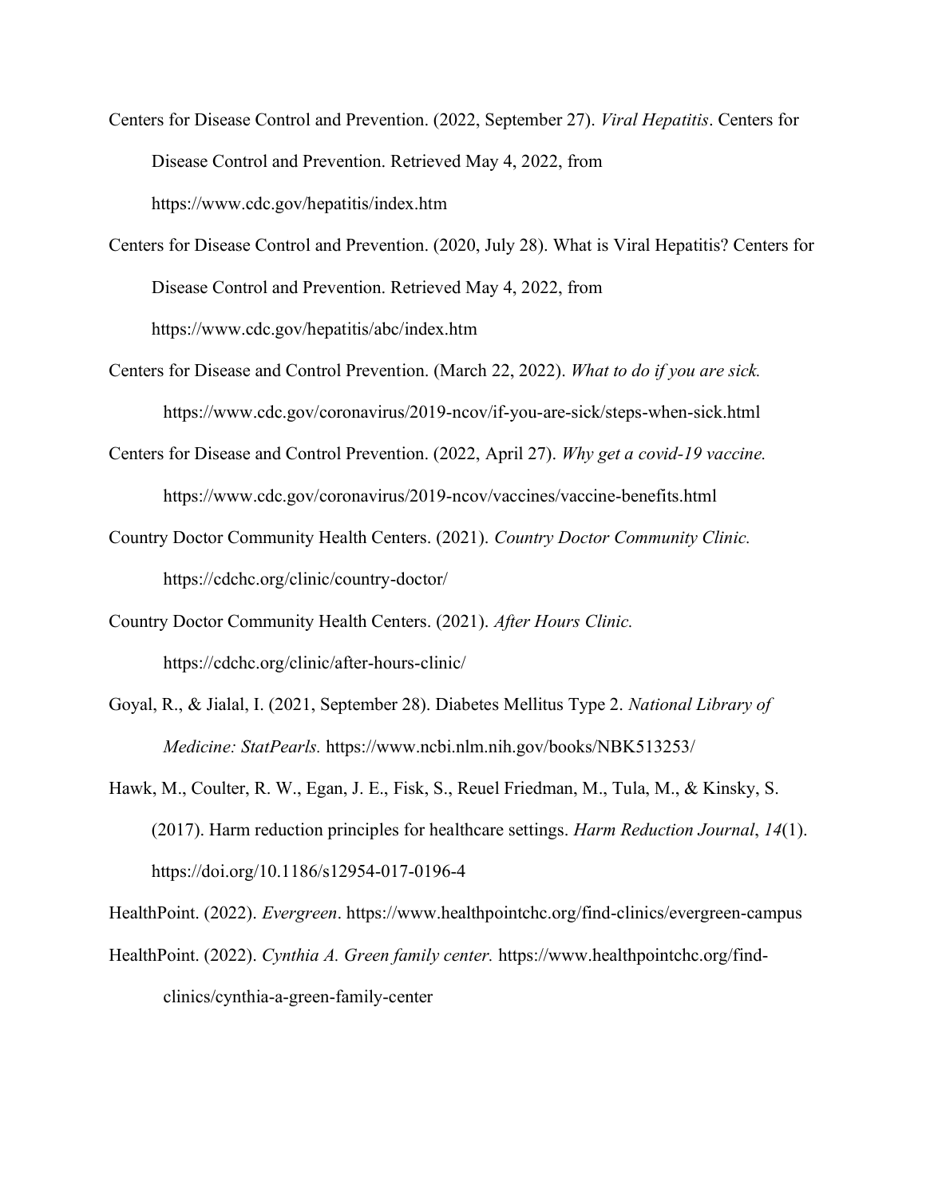Centers for Disease Control and Prevention. (2022, September 27). *Viral Hepatitis*. Centers for Disease Control and Prevention. Retrieved May 4, 2022, from https://www.cdc.gov/hepatitis/index.htm

Centers for Disease Control and Prevention. (2020, July 28). What is Viral Hepatitis? Centers for Disease Control and Prevention. Retrieved May 4, 2022, from https://www.cdc.gov/hepatitis/abc/index.htm

Centers for Disease and Control Prevention. (March 22, 2022). *What to do if you are sick.* https://www.cdc.gov/coronavirus/2019-ncov/if-you-are-sick/steps-when-sick.html

Centers for Disease and Control Prevention. (2022, April 27). *Why get a covid-19 vaccine.* https://www.cdc.gov/coronavirus/2019-ncov/vaccines/vaccine-benefits.html

Country Doctor Community Health Centers. (2021). *Country Doctor Community Clinic.* https://cdchc.org/clinic/country-doctor/

Country Doctor Community Health Centers. (2021). *After Hours Clinic.* https://cdchc.org/clinic/after-hours-clinic/

Goyal, R., & Jialal, I. (2021, September 28). Diabetes Mellitus Type 2. *National Library of Medicine: StatPearls.* https://www.ncbi.nlm.nih.gov/books/NBK513253/

Hawk, M., Coulter, R. W., Egan, J. E., Fisk, S., Reuel Friedman, M., Tula, M., & Kinsky, S. (2017). Harm reduction principles for healthcare settings. *Harm Reduction Journal*, *14*(1). https://doi.org/10.1186/s12954-017-0196-4

HealthPoint. (2022). *Evergreen*. https://www.healthpointchc.org/find-clinics/evergreen-campus

HealthPoint. (2022). *Cynthia A. Green family center.* https://www.healthpointchc.org/find-clinics/cynthia-a-green-family-center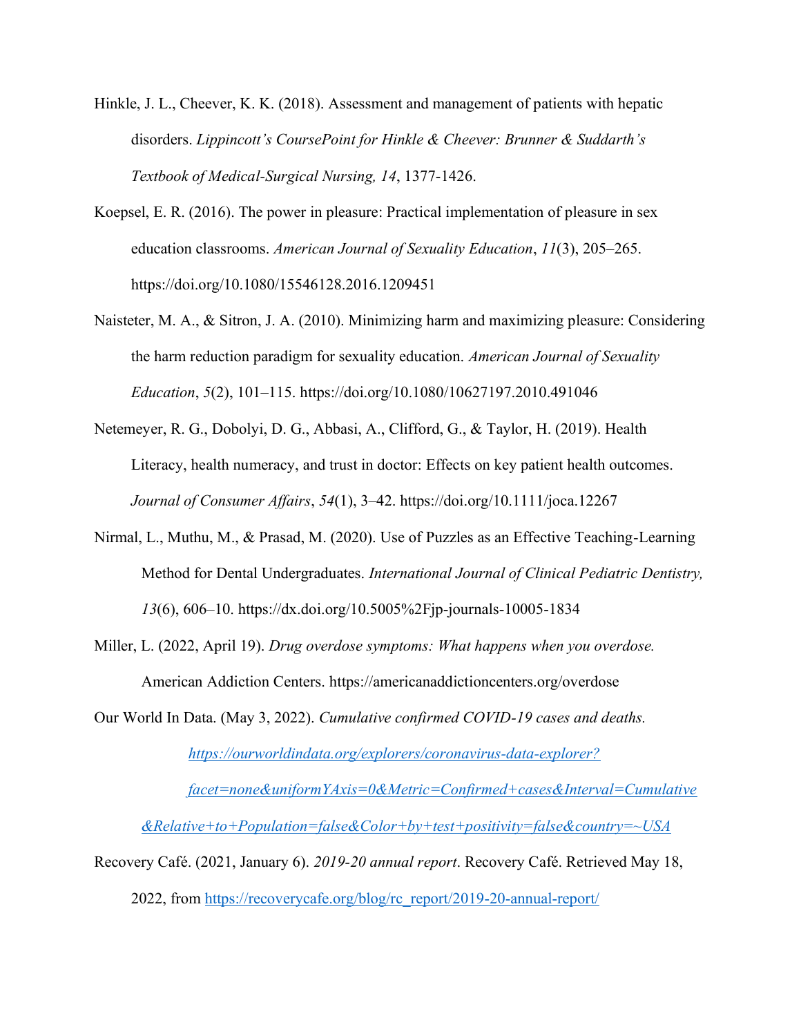Hinkle, J. L., Cheever, K. K. (2018). Assessment and management of patients with hepatic disorders. *Lippincott's CoursePoint for Hinkle & Cheever: Brunner & Suddarth's Textbook of Medical-Surgical Nursing, 14*, 1377-1426.

Koepsel, E. R. (2016). The power in pleasure: Practical implementation of pleasure in sex education classrooms. *American Journal of Sexuality Education*, *11*(3), 205–265. https://doi.org/10.1080/15546128.2016.1209451

Naisteter, M. A., & Sitron, J. A. (2010). Minimizing harm and maximizing pleasure: Considering the harm reduction paradigm for sexuality education. *American Journal of Sexuality Education*, *5*(2), 101–115. https://doi.org/10.1080/10627197.2010.491046

Netemeyer, R. G., Dobolyi, D. G., Abbasi, A., Clifford, G., & Taylor, H. (2019). Health Literacy, health numeracy, and trust in doctor: Effects on key patient health outcomes. *Journal of Consumer Affairs*, *54*(1), 3–42. https://doi.org/10.1111/joca.12267

Nirmal, L., Muthu, M., & Prasad, M. (2020). Use of Puzzles as an Effective Teaching-Learning Method for Dental Undergraduates. *International Journal of Clinical Pediatric Dentistry, 13*(6), 606–10. https://dx.doi.org/10.5005%2Fjp-journals-10005-1834

Miller, L. (2022, April 19). *Drug overdose symptoms: What happens when you overdose.* American Addiction Centers. https://americanaddictioncenters.org/overdose

Our World In Data. (May 3, 2022). *Cumulative confirmed COVID-19 cases and deaths.* *https://ourworldindata.org/explorers/coronavirus-data-explorer?facet=none&uniformYAxis=0&Metric=Confirmed+cases&Interval=Cumulative&Relative+to+Population=false&Color+by+test+positivity=false&country=~USA*

Recovery Café. (2021, January 6). *2019-20 annual report*. Recovery Café. Retrieved May 18, 2022, from https://recoverycafe.org/blog/rc_report/2019-20-annual-report/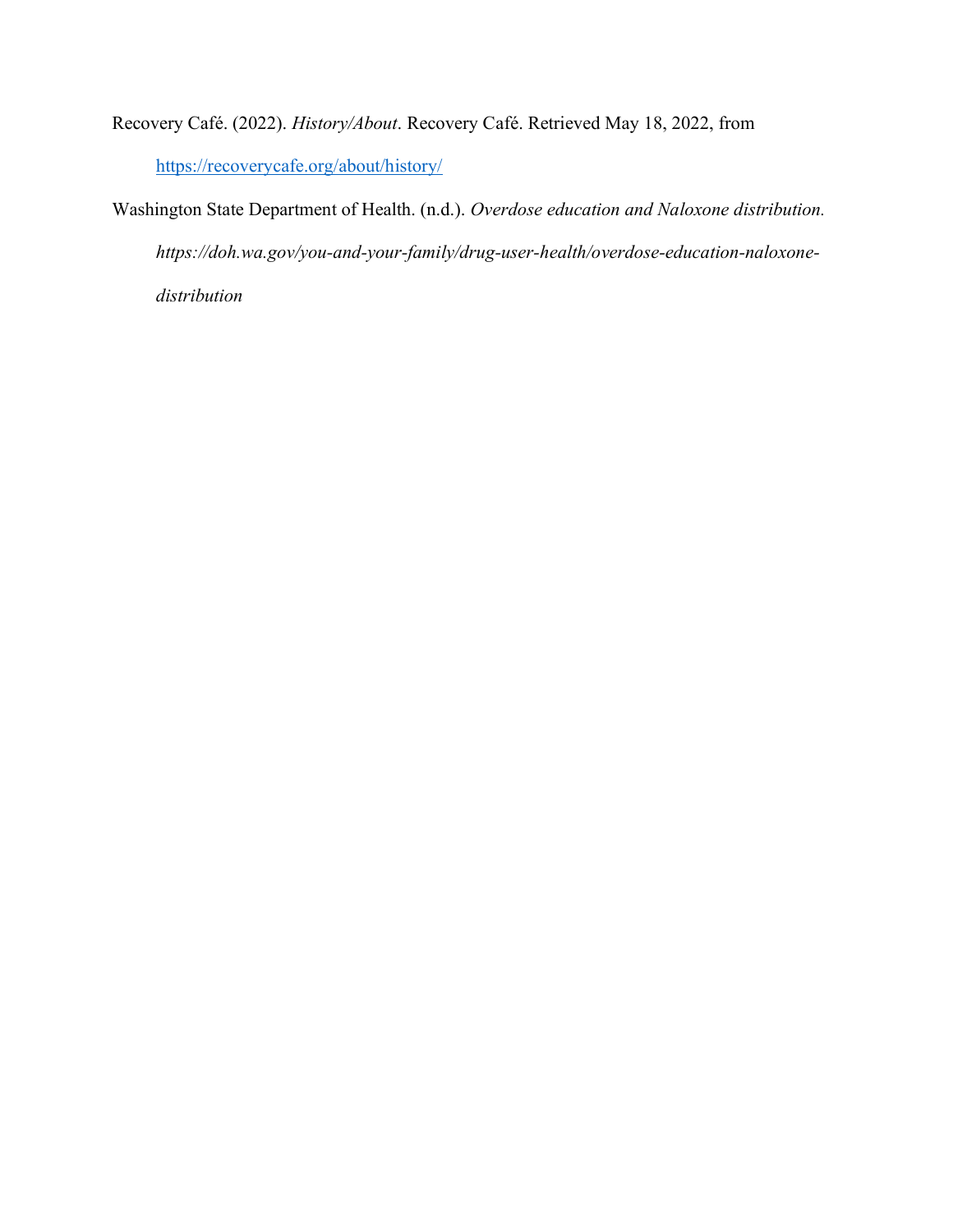Recovery Café. (2022). *History/About*. Recovery Café. Retrieved May 18, 2022, from https://recoverycafe.org/about/history/

Washington State Department of Health. (n.d.). *Overdose education and Naloxone distribution. https://doh.wa.gov/you-and-your-family/drug-user-health/overdose-education-naloxone-distribution*